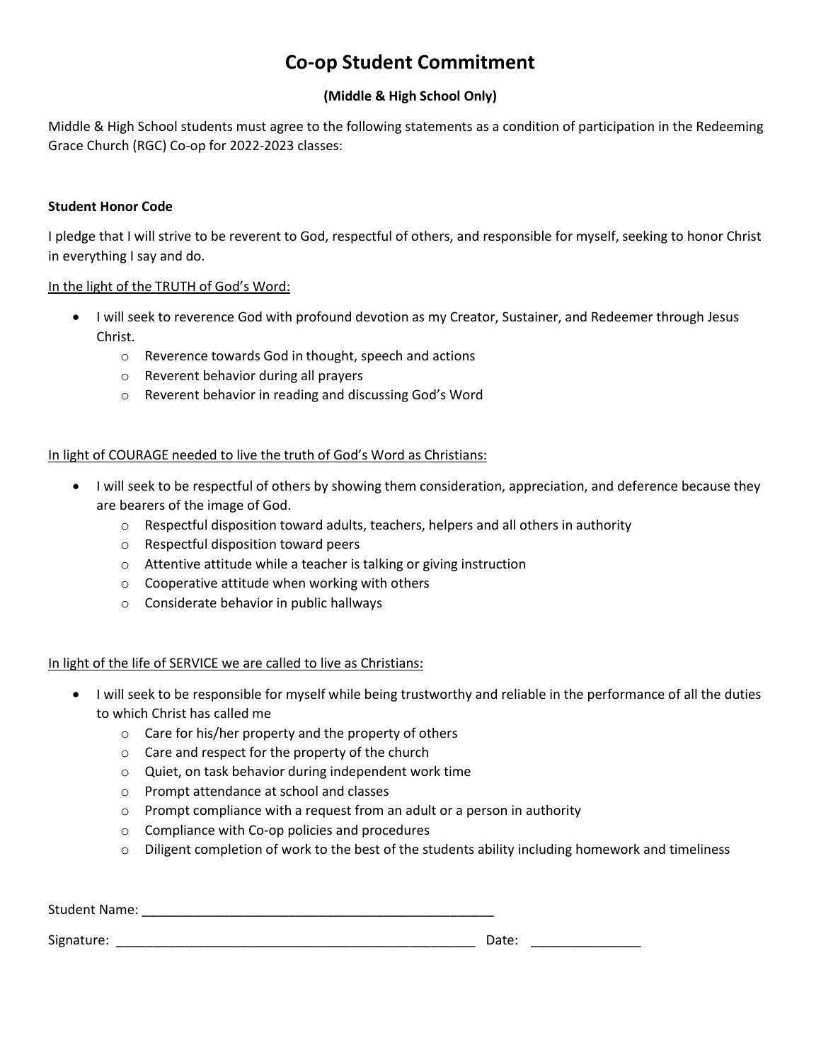# Co-op Student Commitment

**(Middle & High School Only)**

Middle & High School students must agree to the following statements as a condition of participation in the Redeeming Grace Church (RGC) Co-op for 2022-2023 classes:

**Student Honor Code**

I pledge that I will strive to be reverent to God, respectful of others, and responsible for myself, seeking to honor Christ in everything I say and do.

<u>In the light of the TRUTH of God's Word:</u>

- I will seek to reverence God with profound devotion as my Creator, Sustainer, and Redeemer through Jesus Christ.
  - Reverence towards God in thought, speech and actions
  - Reverent behavior during all prayers
  - Reverent behavior in reading and discussing God's Word

<u>In light of COURAGE needed to live the truth of God's Word as Christians:</u>

- I will seek to be respectful of others by showing them consideration, appreciation, and deference because they are bearers of the image of God.
  - Respectful disposition toward adults, teachers, helpers and all others in authority
  - Respectful disposition toward peers
  - Attentive attitude while a teacher is talking or giving instruction
  - Cooperative attitude when working with others
  - Considerate behavior in public hallways

<u>In light of the life of SERVICE we are called to live as Christians:</u>

- I will seek to be responsible for myself while being trustworthy and reliable in the performance of all the duties to which Christ has called me
  - Care for his/her property and the property of others
  - Care and respect for the property of the church
  - Quiet, on task behavior during independent work time
  - Prompt attendance at school and classes
  - Prompt compliance with a request from an adult or a person in authority
  - Compliance with Co-op policies and procedures
  - Diligent completion of work to the best of the students ability including homework and timeliness

Student Name: ______________________________________________

Signature: ______________________________________________ Date: ______________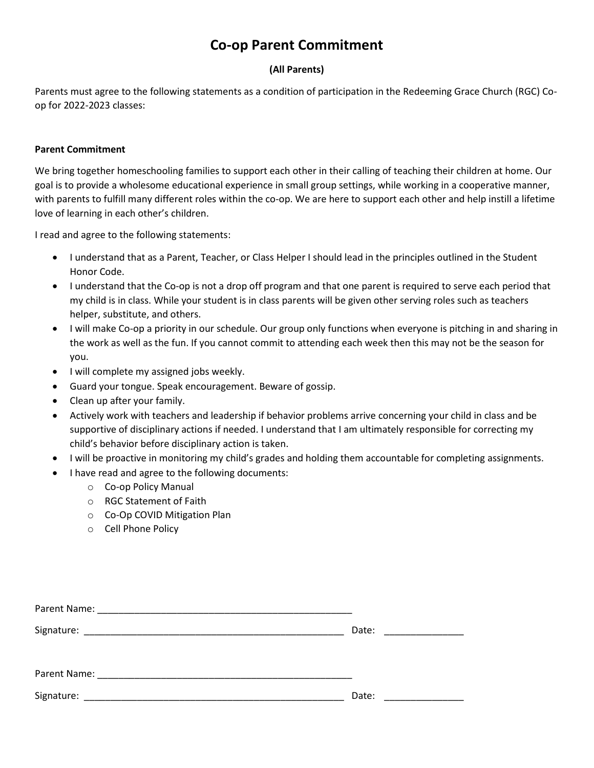# Co-op Parent Commitment

**(All Parents)**

Parents must agree to the following statements as a condition of participation in the Redeeming Grace Church (RGC) Co-op for 2022-2023 classes:

**Parent Commitment**

We bring together homeschooling families to support each other in their calling of teaching their children at home. Our goal is to provide a wholesome educational experience in small group settings, while working in a cooperative manner, with parents to fulfill many different roles within the co-op. We are here to support each other and help instill a lifetime love of learning in each other's children.

I read and agree to the following statements:

- I understand that as a Parent, Teacher, or Class Helper I should lead in the principles outlined in the Student Honor Code.
- I understand that the Co-op is not a drop off program and that one parent is required to serve each period that my child is in class. While your student is in class parents will be given other serving roles such as teachers helper, substitute, and others.
- I will make Co-op a priority in our schedule. Our group only functions when everyone is pitching in and sharing in the work as well as the fun. If you cannot commit to attending each week then this may not be the season for you.
- I will complete my assigned jobs weekly.
- Guard your tongue. Speak encouragement. Beware of gossip.
- Clean up after your family.
- Actively work with teachers and leadership if behavior problems arrive concerning your child in class and be supportive of disciplinary actions if needed. I understand that I am ultimately responsible for correcting my child's behavior before disciplinary action is taken.
- I will be proactive in monitoring my child's grades and holding them accountable for completing assignments.
- I have read and agree to the following documents:
  - Co-op Policy Manual
  - RGC Statement of Faith
  - Co-Op COVID Mitigation Plan
  - Cell Phone Policy

Parent Name: _______________________________________________

Signature: _________________________________________________ Date: _______________

Parent Name: _______________________________________________

Signature: _________________________________________________ Date: _______________